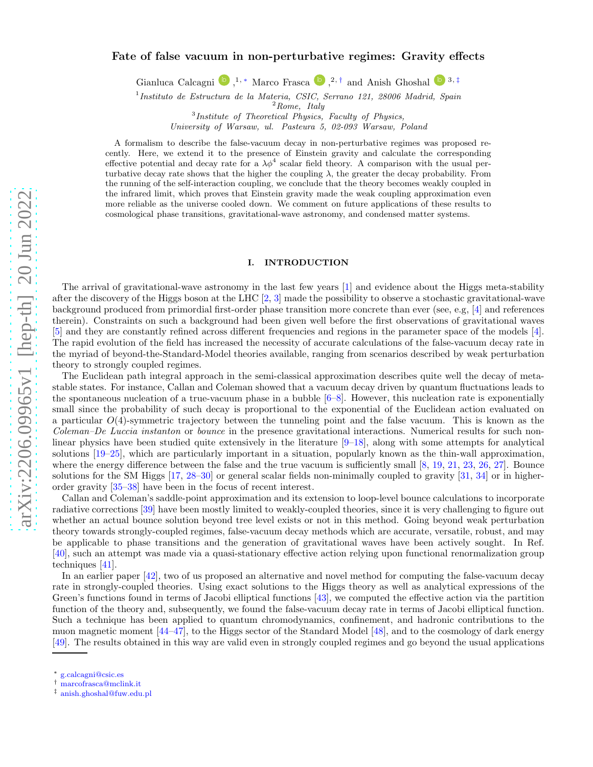# Fate of false vacuum in non-perturbative regimes: Gravity effects

Gianluca Calcagni [1,*], Marco Frasca [2,†] and Anish Ghoshal [3,‡]

[1] *Instituto de Estructura de la Materia, CSIC, Serrano 121, 28006 Madrid, Spain*
[2] *Rome, Italy*
[3] *Institute of Theoretical Physics, Faculty of Physics, University of Warsaw, ul. Pasteura 5, 02-093 Warsaw, Poland*

A formalism to describe the false-vacuum decay in non-perturbative regimes was proposed recently. Here, we extend it to the presence of Einstein gravity and calculate the corresponding effective potential and decay rate for a $\lambda\phi^4$ scalar field theory. A comparison with the usual perturbative decay rate shows that the higher the coupling $\lambda$, the greater the decay probability. From the running of the self-interaction coupling, we conclude that the theory becomes weakly coupled in the infrared limit, which proves that Einstein gravity made the weak coupling approximation even more reliable as the universe cooled down. We comment on future applications of these results to cosmological phase transitions, gravitational-wave astronomy, and condensed matter systems.

## I. INTRODUCTION

The arrival of gravitational-wave astronomy in the last few years [1] and evidence about the Higgs meta-stability after the discovery of the Higgs boson at the LHC [2, 3] made the possibility to observe a stochastic gravitational-wave background produced from primordial first-order phase transition more concrete than ever (see, e.g, [4] and references therein). Constraints on such a background had been given well before the first observations of gravitational waves [5] and they are constantly refined across different frequencies and regions in the parameter space of the models [4]. The rapid evolution of the field has increased the necessity of accurate calculations of the false-vacuum decay rate in the myriad of beyond-the-Standard-Model theories available, ranging from scenarios described by weak perturbation theory to strongly coupled regimes.

The Euclidean path integral approach in the semi-classical approximation describes quite well the decay of meta-stable states. For instance, Callan and Coleman showed that a vacuum decay driven by quantum fluctuations leads to the spontaneous nucleation of a true-vacuum phase in a bubble [6–8]. However, this nucleation rate is exponentially small since the probability of such decay is proportional to the exponential of the Euclidean action evaluated on a particular $O(4)$-symmetric trajectory between the tunneling point and the false vacuum. This is known as the *Coleman–De Luccia instanton* or *bounce* in the presence gravitational interactions. Numerical results for such non-linear physics have been studied quite extensively in the literature [9–18], along with some attempts for analytical solutions [19–25], which are particularly important in a situation, popularly known as the thin-wall approximation, where the energy difference between the false and the true vacuum is sufficiently small [8, 19, 21, 23, 26, 27]. Bounce solutions for the SM Higgs [17, 28–30] or general scalar fields non-minimally coupled to gravity [31, 34] or in higher-order gravity [35–38] have been in the focus of recent interest.

Callan and Coleman's saddle-point approximation and its extension to loop-level bounce calculations to incorporate radiative corrections [39] have been mostly limited to weakly-coupled theories, since it is very challenging to figure out whether an actual bounce solution beyond tree level exists or not in this method. Going beyond weak perturbation theory towards strongly-coupled regimes, false-vacuum decay methods which are accurate, versatile, robust, and may be applicable to phase transitions and the generation of gravitational waves have been actively sought. In Ref. [40], such an attempt was made via a quasi-stationary effective action relying upon functional renormalization group techniques [41].

In an earlier paper [42], two of us proposed an alternative and novel method for computing the false-vacuum decay rate in strongly-coupled theories. Using exact solutions to the Higgs theory as well as analytical expressions of the Green's functions found in terms of Jacobi elliptical functions [43], we computed the effective action via the partition function of the theory and, subsequently, we found the false-vacuum decay rate in terms of Jacobi elliptical function. Such a technique has been applied to quantum chromodynamics, confinement, and hadronic contributions to the muon magnetic moment [44–47], to the Higgs sector of the Standard Model [48], and to the cosmology of dark energy [49]. The results obtained in this way are valid even in strongly coupled regimes and go beyond the usual applications

* g.calcagni@csic.es
† marcofrasca@mclink.it
‡ anish.ghoshal@fuw.edu.pl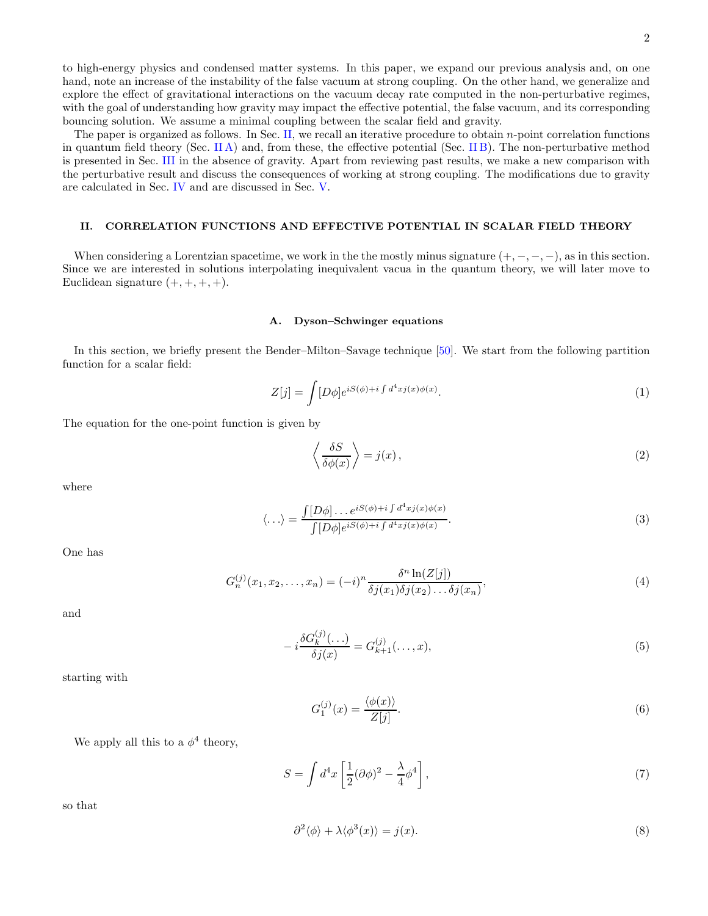to high-energy physics and condensed matter systems. In this paper, we expand our previous analysis and, on one hand, note an increase of the instability of the false vacuum at strong coupling. On the other hand, we generalize and explore the effect of gravitational interactions on the vacuum decay rate computed in the non-perturbative regimes, with the goal of understanding how gravity may impact the effective potential, the false vacuum, and its corresponding bouncing solution. We assume a minimal coupling between the scalar field and gravity.

The paper is organized as follows. In Sec. II, we recall an iterative procedure to obtain $n$-point correlation functions in quantum field theory (Sec. II A) and, from these, the effective potential (Sec. II B). The non-perturbative method is presented in Sec. III in the absence of gravity. Apart from reviewing past results, we make a new comparison with the perturbative result and discuss the consequences of working at strong coupling. The modifications due to gravity are calculated in Sec. IV and are discussed in Sec. V.

## II. CORRELATION FUNCTIONS AND EFFECTIVE POTENTIAL IN SCALAR FIELD THEORY

When considering a Lorentzian spacetime, we work in the the mostly minus signature $(+,-,-,-)$, as in this section. Since we are interested in solutions interpolating inequivalent vacua in the quantum theory, we will later move to Euclidean signature $(+,+,+,+)$.

### A. Dyson–Schwinger equations

In this section, we briefly present the Bender–Milton–Savage technique [50]. We start from the following partition function for a scalar field:

$$Z[j] = \int [D\phi] e^{iS(\phi)+i\int d^4x j(x)\phi(x)}. \tag{1}$$

The equation for the one-point function is given by

$$\left\langle \frac{\delta S}{\delta\phi(x)} \right\rangle = j(x)\,, \tag{2}$$

where

$$\langle \ldots \rangle = \frac{\int [D\phi] \ldots e^{iS(\phi)+i\int d^4x j(x)\phi(x)}}{\int [D\phi] e^{iS(\phi)+i\int d^4x j(x)\phi(x)}}. \tag{3}$$

One has

$$G_n^{(j)}(x_1, x_2, \ldots, x_n) = (-i)^n \frac{\delta^n \ln(Z[j])}{\delta j(x_1)\delta j(x_2)\ldots\delta j(x_n)}, \tag{4}$$

and

$$-i\frac{\delta G_k^{(j)}(\ldots)}{\delta j(x)} = G_{k+1}^{(j)}(\ldots, x), \tag{5}$$

starting with

$$G_1^{(j)}(x) = \frac{\langle\phi(x)\rangle}{Z[j]}. \tag{6}$$

We apply all this to a $\phi^4$ theory,

$$S = \int d^4x \left[\frac{1}{2}(\partial\phi)^2 - \frac{\lambda}{4}\phi^4\right], \tag{7}$$

so that

$$\partial^2\langle\phi\rangle + \lambda\langle\phi^3(x)\rangle = j(x). \tag{8}$$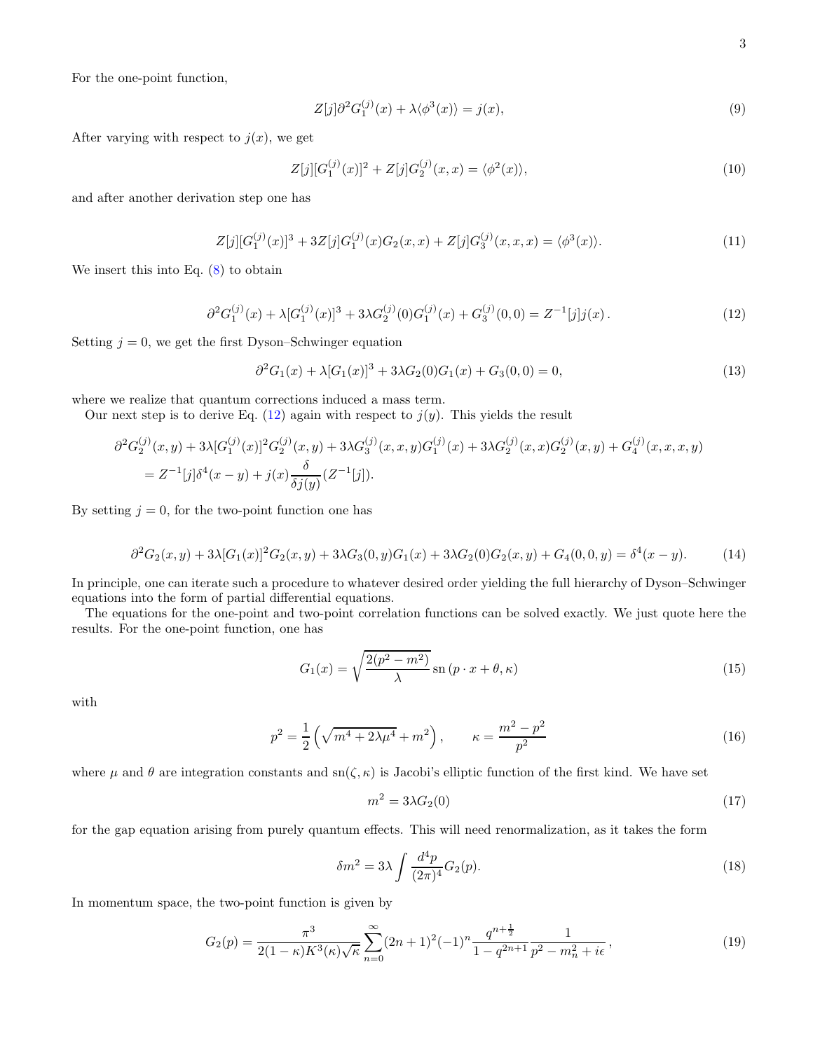For the one-point function,

$$Z[j]\partial^2 G_1^{(j)}(x) + \lambda\langle\phi^3(x)\rangle = j(x), \tag{9}$$

After varying with respect to $j(x)$, we get

$$Z[j][G_1^{(j)}(x)]^2 + Z[j]G_2^{(j)}(x,x) = \langle\phi^2(x)\rangle, \tag{10}$$

and after another derivation step one has

$$Z[j][G_1^{(j)}(x)]^3 + 3Z[j]G_1^{(j)}(x)G_2(x,x) + Z[j]G_3^{(j)}(x,x,x) = \langle\phi^3(x)\rangle. \tag{11}$$

We insert this into Eq. (8) to obtain

$$\partial^2 G_1^{(j)}(x) + \lambda[G_1^{(j)}(x)]^3 + 3\lambda G_2^{(j)}(0)G_1^{(j)}(x) + G_3^{(j)}(0,0) = Z^{-1}[j]j(x)\,. \tag{12}$$

Setting $j = 0$, we get the first Dyson–Schwinger equation

$$\partial^2 G_1(x) + \lambda[G_1(x)]^3 + 3\lambda G_2(0)G_1(x) + G_3(0,0) = 0, \tag{13}$$

where we realize that quantum corrections induced a mass term.

Our next step is to derive Eq. (12) again with respect to $j(y)$. This yields the result

$$\begin{aligned}
&\partial^2 G_2^{(j)}(x,y) + 3\lambda[G_1^{(j)}(x)]^2 G_2^{(j)}(x,y) + 3\lambda G_3^{(j)}(x,x,y)G_1^{(j)}(x) + 3\lambda G_2^{(j)}(x,x)G_2^{(j)}(x,y) + G_4^{(j)}(x,x,x,y) \\
&= Z^{-1}[j]\delta^4(x-y) + j(x)\frac{\delta}{\delta j(y)}(Z^{-1}[j]).
\end{aligned}$$

By setting $j = 0$, for the two-point function one has

$$\partial^2 G_2(x,y) + 3\lambda[G_1(x)]^2 G_2(x,y) + 3\lambda G_3(0,y)G_1(x) + 3\lambda G_2(0)G_2(x,y) + G_4(0,0,y) = \delta^4(x-y). \tag{14}$$

In principle, one can iterate such a procedure to whatever desired order yielding the full hierarchy of Dyson–Schwinger equations into the form of partial differential equations.

The equations for the one-point and two-point correlation functions can be solved exactly. We just quote here the results. For the one-point function, one has

$$G_1(x) = \sqrt{\frac{2(p^2 - m^2)}{\lambda}}\,\mathrm{sn}\,(p\cdot x + \theta, \kappa) \tag{15}$$

with

$$p^2 = \frac{1}{2}\left(\sqrt{m^4 + 2\lambda\mu^4} + m^2\right), \qquad \kappa = \frac{m^2 - p^2}{p^2} \tag{16}$$

where $\mu$ and $\theta$ are integration constants and $\mathrm{sn}(\zeta,\kappa)$ is Jacobi's elliptic function of the first kind. We have set

$$m^2 = 3\lambda G_2(0) \tag{17}$$

for the gap equation arising from purely quantum effects. This will need renormalization, as it takes the form

$$\delta m^2 = 3\lambda\int\frac{d^4p}{(2\pi)^4}G_2(p). \tag{18}$$

In momentum space, the two-point function is given by

$$G_2(p) = \frac{\pi^3}{2(1-\kappa)K^3(\kappa)\sqrt{\kappa}}\sum_{n=0}^{\infty}(2n+1)^2(-1)^n\frac{q^{n+\frac{1}{2}}}{1-q^{2n+1}}\frac{1}{p^2 - m_n^2 + i\epsilon}\,, \tag{19}$$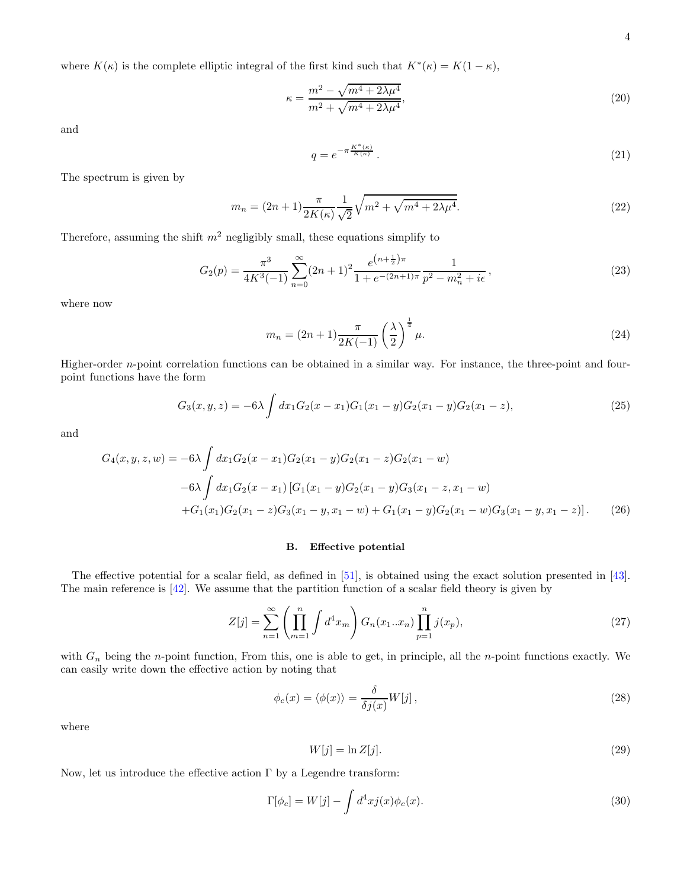where $K(\kappa)$ is the complete elliptic integral of the first kind such that $K^*(\kappa) = K(1-\kappa)$,

$$\kappa = \frac{m^2 - \sqrt{m^4 + 2\lambda\mu^4}}{m^2 + \sqrt{m^4 + 2\lambda\mu^4}}, \tag{20}$$

and

$$q = e^{-\pi \frac{K^*(\kappa)}{K(\kappa)}}. \tag{21}$$

The spectrum is given by

$$m_n = (2n+1)\frac{\pi}{2K(\kappa)}\frac{1}{\sqrt{2}}\sqrt{m^2 + \sqrt{m^4 + 2\lambda\mu^4}}. \tag{22}$$

Therefore, assuming the shift $m^2$ negligibly small, these equations simplify to

$$G_2(p) = \frac{\pi^3}{4K^3(-1)}\sum_{n=0}^{\infty}(2n+1)^2 \frac{e^{\left(n+\frac{1}{2}\right)\pi}}{1 + e^{-(2n+1)\pi}} \frac{1}{p^2 - m_n^2 + i\epsilon}, \tag{23}$$

where now

$$m_n = (2n+1)\frac{\pi}{2K(-1)}\left(\frac{\lambda}{2}\right)^{\frac{1}{4}}\mu. \tag{24}$$

Higher-order $n$-point correlation functions can be obtained in a similar way. For instance, the three-point and four-point functions have the form

$$G_3(x,y,z) = -6\lambda \int dx_1 G_2(x-x_1)G_1(x_1-y)G_2(x_1-y)G_2(x_1-z), \tag{25}$$

and

$$\begin{aligned}
G_4(x,y,z,w) = &-6\lambda \int dx_1 G_2(x-x_1)G_2(x_1-y)G_2(x_1-z)G_2(x_1-w) \\
&-6\lambda \int dx_1 G_2(x-x_1)\left[G_1(x_1-y)G_2(x_1-y)G_3(x_1-z,x_1-w)\right. \\
&\left.+G_1(x_1)G_2(x_1-z)G_3(x_1-y,x_1-w) + G_1(x_1-y)G_2(x_1-w)G_3(x_1-y,x_1-z)\right].
\end{aligned} \tag{26}$$

### B. Effective potential

The effective potential for a scalar field, as defined in [51], is obtained using the exact solution presented in [43]. The main reference is [42]. We assume that the partition function of a scalar field theory is given by

$$Z[j] = \sum_{n=1}^{\infty}\left(\prod_{m=1}^{n}\int d^4x_m\right) G_n(x_1..x_n)\prod_{p=1}^{n} j(x_p), \tag{27}$$

with $G_n$ being the $n$-point function, From this, one is able to get, in principle, all the $n$-point functions exactly. We can easily write down the effective action by noting that

$$\phi_c(x) = \langle\phi(x)\rangle = \frac{\delta}{\delta j(x)}W[j], \tag{28}$$

where

$$W[j] = \ln Z[j]. \tag{29}$$

Now, let us introduce the effective action $\Gamma$ by a Legendre transform:

$$\Gamma[\phi_c] = W[j] - \int d^4x j(x)\phi_c(x). \tag{30}$$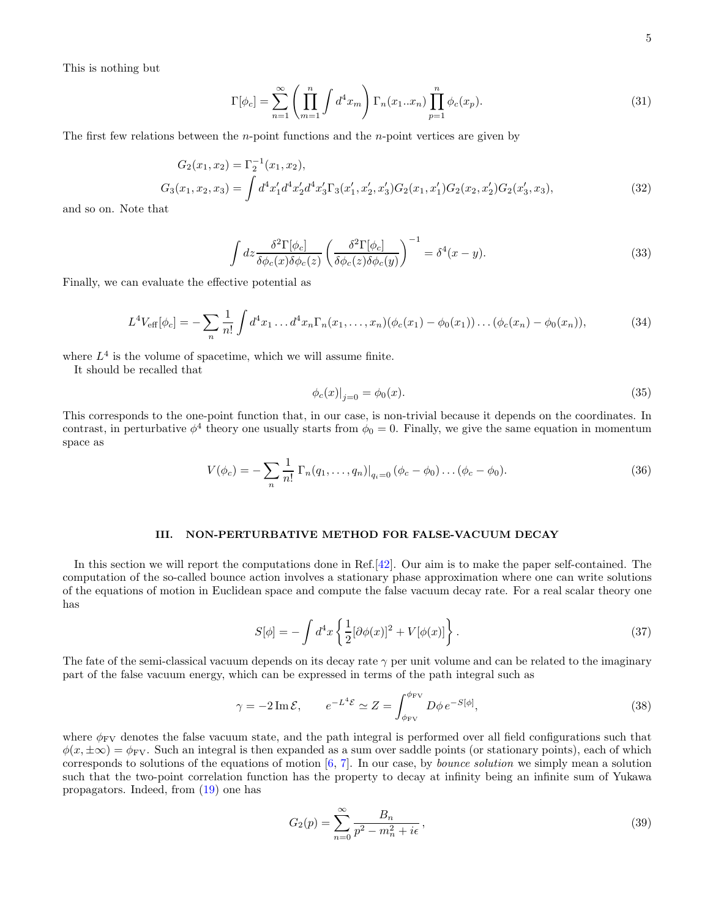This is nothing but

$$\Gamma[\phi_c] = \sum_{n=1}^{\infty} \left( \prod_{m=1}^{n} \int d^4x_m \right) \Gamma_n(x_1..x_n) \prod_{p=1}^{n} \phi_c(x_p). \tag{31}$$

The first few relations between the $n$-point functions and the $n$-point vertices are given by

$$\begin{aligned} G_2(x_1, x_2) &= \Gamma_2^{-1}(x_1, x_2), \\ G_3(x_1, x_2, x_3) &= \int d^4x_1' d^4x_2' d^4x_3' \Gamma_3(x_1', x_2', x_3') G_2(x_1, x_1') G_2(x_2, x_2') G_2(x_3', x_3), \end{aligned} \tag{32}$$

and so on. Note that

$$\int dz \frac{\delta^2 \Gamma[\phi_c]}{\delta \phi_c(x) \delta \phi_c(z)} \left( \frac{\delta^2 \Gamma[\phi_c]}{\delta \phi_c(z) \delta \phi_c(y)} \right)^{-1} = \delta^4(x - y). \tag{33}$$

Finally, we can evaluate the effective potential as

$$L^4 V_{\text{eff}}[\phi_c] = -\sum_n \frac{1}{n!} \int d^4x_1 \dots d^4x_n \Gamma_n(x_1, \dots, x_n)(\phi_c(x_1) - \phi_0(x_1)) \dots (\phi_c(x_n) - \phi_0(x_n)), \tag{34}$$

where $L^4$ is the volume of spacetime, which we will assume finite.

It should be recalled that

$$\phi_c(x)|_{j=0} = \phi_0(x). \tag{35}$$

This corresponds to the one-point function that, in our case, is non-trivial because it depends on the coordinates. In contrast, in perturbative $\phi^4$ theory one usually starts from $\phi_0 = 0$. Finally, we give the same equation in momentum space as

$$V(\phi_c) = -\sum_n \frac{1}{n!} \left. \Gamma_n(q_1, \dots, q_n) \right|_{q_i=0} (\phi_c - \phi_0) \dots (\phi_c - \phi_0). \tag{36}$$

## III. NON-PERTURBATIVE METHOD FOR FALSE-VACUUM DECAY

In this section we will report the computations done in Ref.[42]. Our aim is to make the paper self-contained. The computation of the so-called bounce action involves a stationary phase approximation where one can write solutions of the equations of motion in Euclidean space and compute the false vacuum decay rate. For a real scalar theory one has

$$S[\phi] = -\int d^4x \left\{ \frac{1}{2} [\partial \phi(x)]^2 + V[\phi(x)] \right\}. \tag{37}$$

The fate of the semi-classical vacuum depends on its decay rate $\gamma$ per unit volume and can be related to the imaginary part of the false vacuum energy, which can be expressed in terms of the path integral such as

$$\gamma = -2 \, \text{Im} \, \mathcal{E}, \qquad e^{-L^4 \mathcal{E}} \simeq Z = \int_{\phi_{\text{FV}}}^{\phi_{\text{FV}}} D\phi \, e^{-S[\phi]}, \tag{38}$$

where $\phi_{\text{FV}}$ denotes the false vacuum state, and the path integral is performed over all field configurations such that $\phi(x, \pm\infty) = \phi_{\text{FV}}$. Such an integral is then expanded as a sum over saddle points (or stationary points), each of which corresponds to solutions of the equations of motion [6, 7]. In our case, by *bounce solution* we simply mean a solution such that the two-point correlation function has the property to decay at infinity being an infinite sum of Yukawa propagators. Indeed, from (19) one has

$$G_2(p) = \sum_{n=0}^{\infty} \frac{B_n}{p^2 - m_n^2 + i\epsilon}, \tag{39}$$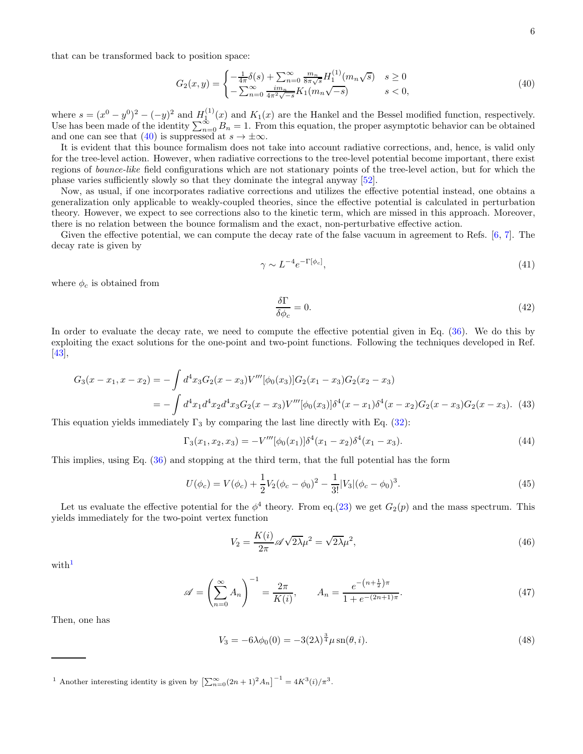that can be transformed back to position space:

$$G_2(x,y) = \begin{cases} -\frac{1}{4\pi}\delta(s) + \sum_{n=0}^{\infty} \frac{m_n}{8\pi\sqrt{s}} H_1^{(1)}(m_n\sqrt{s}) & s \geq 0 \\ -\sum_{n=0}^{\infty} \frac{i m_n}{4\pi^2\sqrt{-s}} K_1(m_n\sqrt{-s}) & s < 0, \end{cases} \tag{40}$$

where $s = (x^0 - y^0)^2 - (-y)^2$ and $H_1^{(1)}(x)$ and $K_1(x)$ are the Hankel and the Bessel modified function, respectively. Use has been made of the identity $\sum_{n=0}^{\infty} B_n = 1$. From this equation, the proper asymptotic behavior can be obtained and one can see that (40) is suppressed at $s \to \pm\infty$.

It is evident that this bounce formalism does not take into account radiative corrections, and, hence, is valid only for the tree-level action. However, when radiative corrections to the tree-level potential become important, there exist regions of *bounce-like* field configurations which are not stationary points of the tree-level action, but for which the phase varies sufficiently slowly so that they dominate the integral anyway [52].

Now, as usual, if one incorporates radiative corrections and utilizes the effective potential instead, one obtains a generalization only applicable to weakly-coupled theories, since the effective potential is calculated in perturbation theory. However, we expect to see corrections also to the kinetic term, which are missed in this approach. Moreover, there is no relation between the bounce formalism and the exact, non-perturbative effective action.

Given the effective potential, we can compute the decay rate of the false vacuum in agreement to Refs. [6, 7]. The decay rate is given by

$$\gamma \sim L^{-4} e^{-\Gamma[\phi_c]}, \tag{41}$$

where $\phi_c$ is obtained from

$$\frac{\delta\Gamma}{\delta\phi_c} = 0. \tag{42}$$

In order to evaluate the decay rate, we need to compute the effective potential given in Eq. (36). We do this by exploiting the exact solutions for the one-point and two-point functions. Following the techniques developed in Ref. [43],

$$\begin{aligned} G_3(x - x_1, x - x_2) &= -\int d^4x_3 G_2(x - x_3) V'''[\phi_0(x_3)] G_2(x_1 - x_3) G_2(x_2 - x_3) \\ &= -\int d^4x_1 d^4x_2 d^4x_3 G_2(x - x_3) V'''[\phi_0(x_3)] \delta^4(x - x_1)\delta^4(x - x_2) G_2(x - x_3) G_2(x - x_3). \end{aligned} \tag{43}$$

This equation yields immediately $\Gamma_3$ by comparing the last line directly with Eq. (32):

$$\Gamma_3(x_1, x_2, x_3) = -V'''[\phi_0(x_1)]\delta^4(x_1 - x_2)\delta^4(x_1 - x_3). \tag{44}$$

This implies, using Eq. (36) and stopping at the third term, that the full potential has the form

$$U(\phi_c) = V(\phi_c) + \frac{1}{2}V_2(\phi_c - \phi_0)^2 - \frac{1}{3!}|V_3|(\phi_c - \phi_0)^3. \tag{45}$$

Let us evaluate the effective potential for the $\phi^4$ theory. From eq.(23) we get $G_2(p)$ and the mass spectrum. This yields immediately for the two-point vertex function

$$V_2 = \frac{K(i)}{2\pi}\mathscr{A}\sqrt{2\lambda}\mu^2 = \sqrt{2\lambda}\mu^2, \tag{46}$$

with[1]

$$\mathscr{A} = \left(\sum_{n=0}^{\infty} A_n\right)^{-1} = \frac{2\pi}{K(i)}, \qquad A_n = \frac{e^{-\left(n+\frac{1}{2}\right)\pi}}{1 + e^{-(2n+1)\pi}}. \tag{47}$$

Then, one has

$$V_3 = -6\lambda\phi_0(0) = -3(2\lambda)^{\frac{3}{4}}\mu\,\mathrm{sn}(\theta, i). \tag{48}$$

---

[1] Another interesting identity is given by $\left[\sum_{n=0}^{\infty}(2n+1)^2 A_n\right]^{-1} = 4K^3(i)/\pi^3$.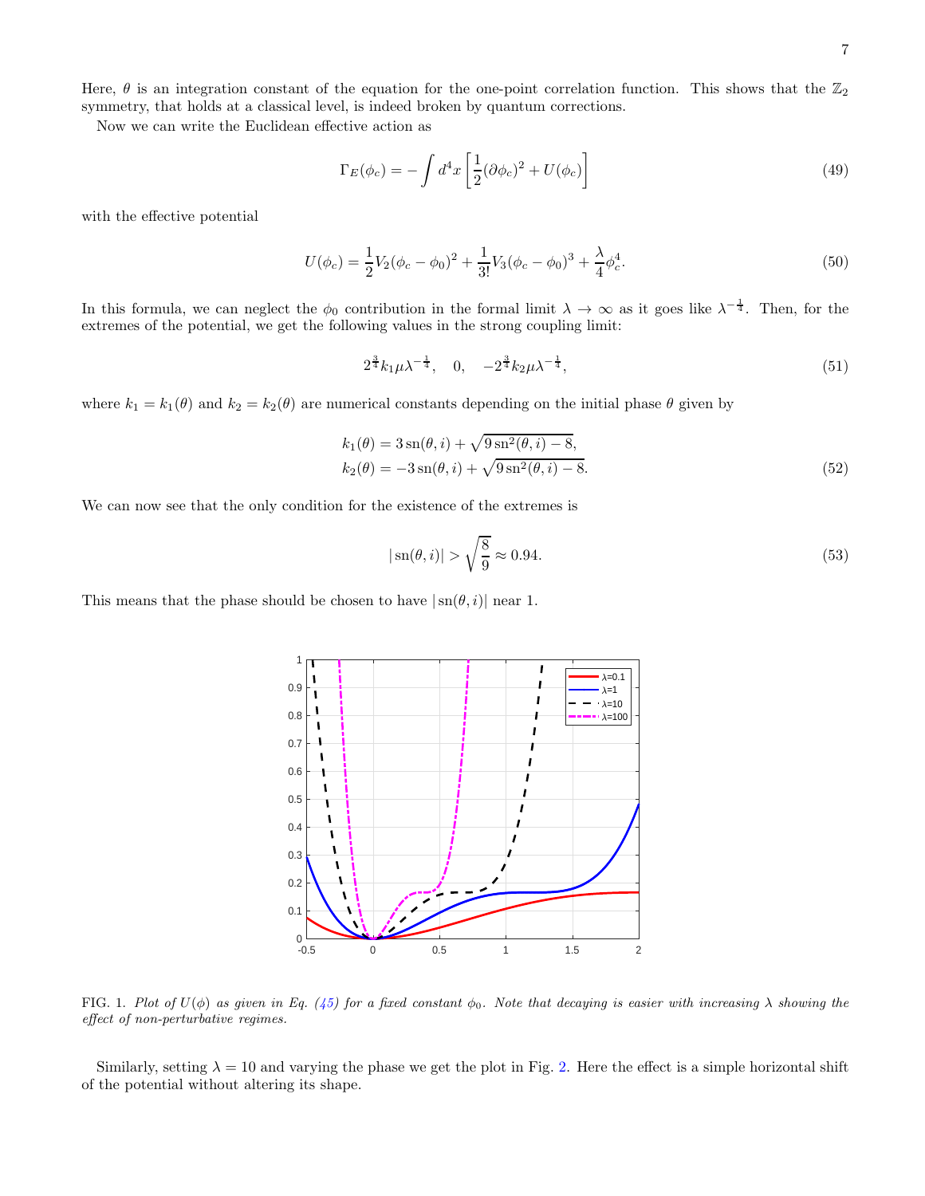Here, $\theta$ is an integration constant of the equation for the one-point correlation function. This shows that the $\mathbb{Z}_2$ symmetry, that holds at a classical level, is indeed broken by quantum corrections.

Now we can write the Euclidean effective action as

$$\Gamma_E(\phi_c) = -\int d^4x \left[\frac{1}{2}(\partial\phi_c)^2 + U(\phi_c)\right] \tag{49}$$

with the effective potential

$$U(\phi_c) = \frac{1}{2}V_2(\phi_c - \phi_0)^2 + \frac{1}{3!}V_3(\phi_c - \phi_0)^3 + \frac{\lambda}{4}\phi_c^4. \tag{50}$$

In this formula, we can neglect the $\phi_0$ contribution in the formal limit $\lambda \to \infty$ as it goes like $\lambda^{-\frac{1}{4}}$. Then, for the extremes of the potential, we get the following values in the strong coupling limit:

$$2^{\frac{3}{4}}k_1\mu\lambda^{-\frac{1}{4}}, \quad 0, \quad -2^{\frac{3}{4}}k_2\mu\lambda^{-\frac{1}{4}}, \tag{51}$$

where $k_1 = k_1(\theta)$ and $k_2 = k_2(\theta)$ are numerical constants depending on the initial phase $\theta$ given by

$$\begin{aligned} k_1(\theta) &= 3\,\mathrm{sn}(\theta, i) + \sqrt{9\,\mathrm{sn}^2(\theta, i) - 8}, \\ k_2(\theta) &= -3\,\mathrm{sn}(\theta, i) + \sqrt{9\,\mathrm{sn}^2(\theta, i) - 8}. \end{aligned} \tag{52}$$

We can now see that the only condition for the existence of the extremes is

$$|\,\mathrm{sn}(\theta, i)| > \sqrt{\frac{8}{9}} \approx 0.94. \tag{53}$$

This means that the phase should be chosen to have $|\,\mathrm{sn}(\theta, i)|$ near 1.

FIG. 1. *Plot of $U(\phi)$ as given in Eq. (45) for a fixed constant $\phi_0$. Note that decaying is easier with increasing $\lambda$ showing the effect of non-perturbative regimes.*

Similarly, setting $\lambda = 10$ and varying the phase we get the plot in Fig. 2. Here the effect is a simple horizontal shift of the potential without altering its shape.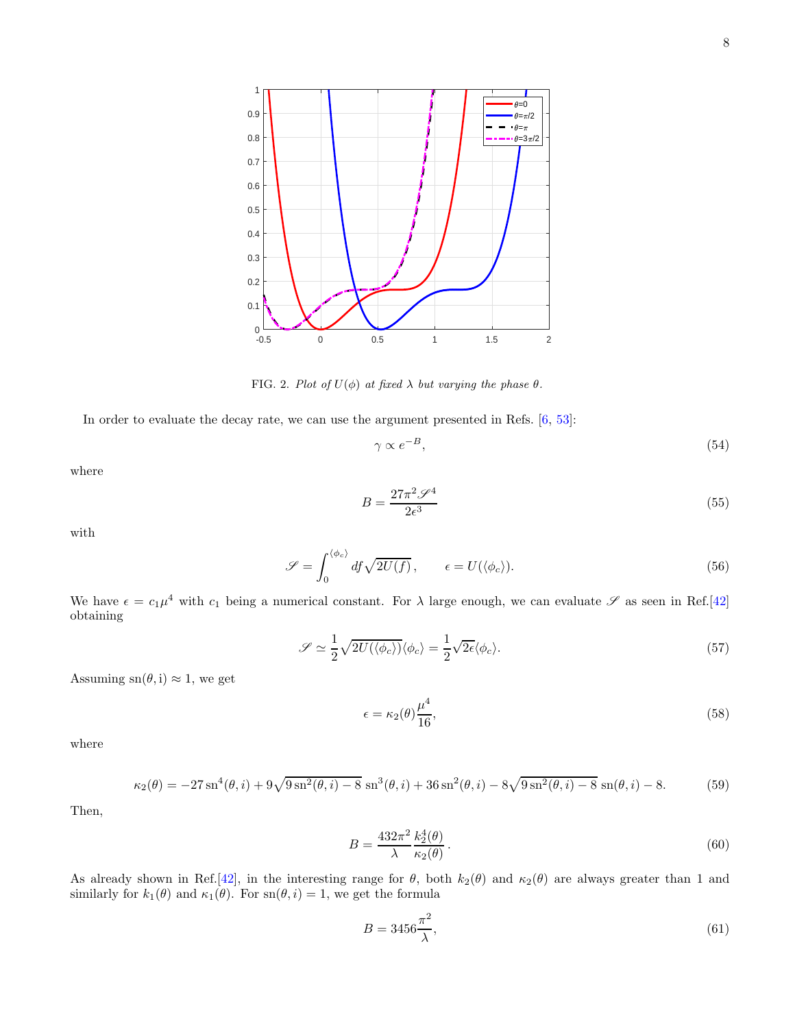FIG. 2. *Plot of $U(\phi)$ at fixed $\lambda$ but varying the phase $\theta$.*

In order to evaluate the decay rate, we can use the argument presented in Refs. [6, 53]:

$$\gamma \propto e^{-B}, \tag{54}$$

where

$$B = \frac{27\pi^2 \mathscr{S}^4}{2\epsilon^3} \tag{55}$$

with

$$\mathscr{S} = \int_0^{\langle\phi_c\rangle} df \sqrt{2U(f)}\,, \qquad \epsilon = U(\langle\phi_c\rangle). \tag{56}$$

We have $\epsilon = c_1\mu^4$ with $c_1$ being a numerical constant. For $\lambda$ large enough, we can evaluate $\mathscr{S}$ as seen in Ref.[42] obtaining

$$\mathscr{S} \simeq \frac{1}{2}\sqrt{2U(\langle\phi_c\rangle)}\langle\phi_c\rangle = \frac{1}{2}\sqrt{2\epsilon}\langle\phi_c\rangle. \tag{57}$$

Assuming $\mathrm{sn}(\theta, \mathrm{i}) \approx 1$, we get

$$\epsilon = \kappa_2(\theta)\frac{\mu^4}{16}, \tag{58}$$

where

$$\kappa_2(\theta) = -27\,\mathrm{sn}^4(\theta,i) + 9\sqrt{9\,\mathrm{sn}^2(\theta,i) - 8}\;\mathrm{sn}^3(\theta,i) + 36\,\mathrm{sn}^2(\theta,i) - 8\sqrt{9\,\mathrm{sn}^2(\theta,i) - 8}\;\mathrm{sn}(\theta,i) - 8. \tag{59}$$

Then,

$$B = \frac{432\pi^2}{\lambda}\frac{k_2^4(\theta)}{\kappa_2(\theta)}\,. \tag{60}$$

As already shown in Ref.[42], in the interesting range for $\theta$, both $k_2(\theta)$ and $\kappa_2(\theta)$ are always greater than 1 and similarly for $k_1(\theta)$ and $\kappa_1(\theta)$. For $\mathrm{sn}(\theta, i) = 1$, we get the formula

$$B = 3456\frac{\pi^2}{\lambda}, \tag{61}$$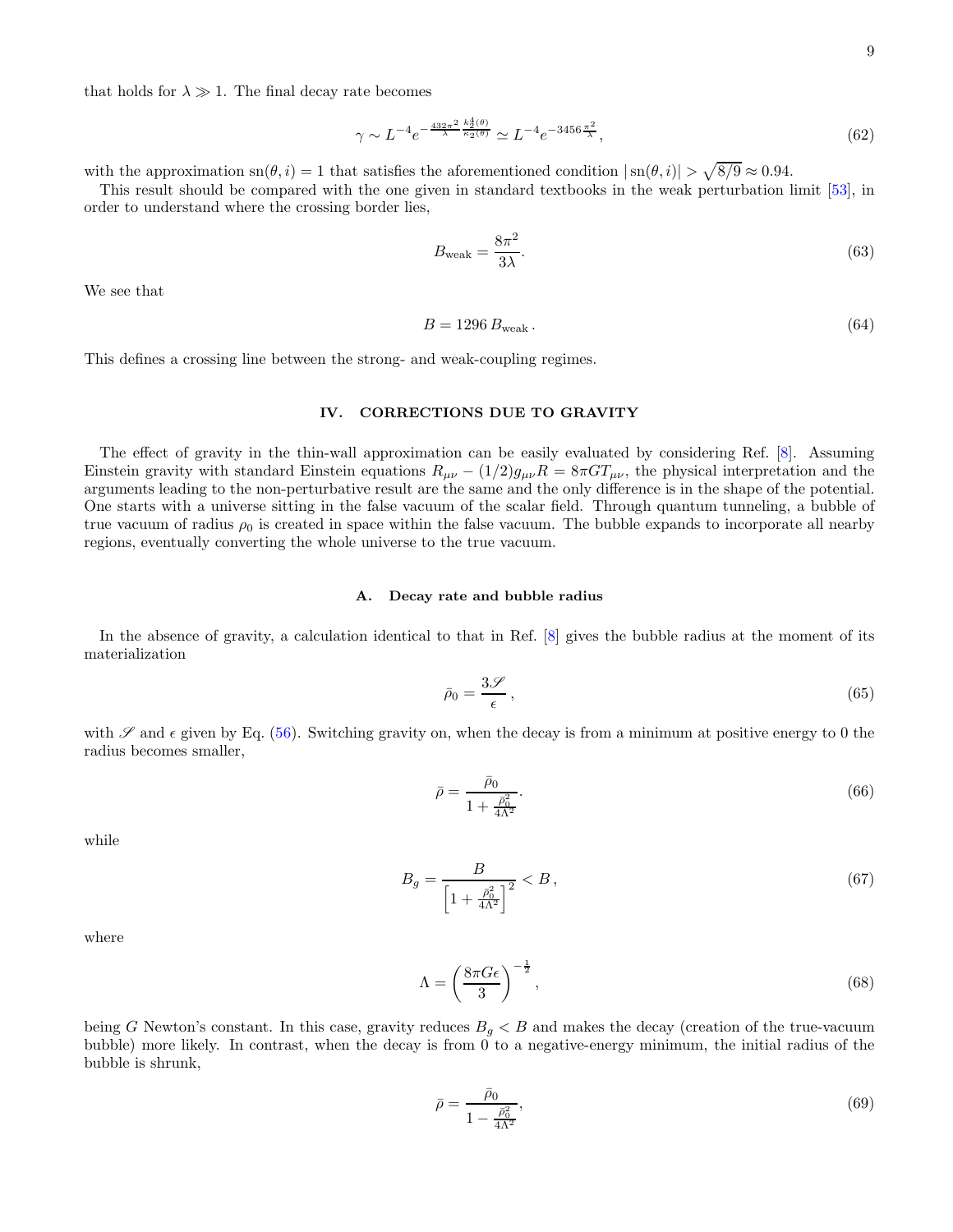that holds for $\lambda \gg 1$. The final decay rate becomes

$$\gamma \sim L^{-4} e^{-\frac{432\pi^2}{\lambda}\frac{k_2^4(\theta)}{\kappa_2(\theta)}} \simeq L^{-4} e^{-3456\frac{\pi^2}{\lambda}}, \tag{62}$$

with the approximation $\mathrm{sn}(\theta, i) = 1$ that satisfies the aforementioned condition $|\mathrm{sn}(\theta, i)| > \sqrt{8/9} \approx 0.94$.

This result should be compared with the one given in standard textbooks in the weak perturbation limit [53], in order to understand where the crossing border lies,

$$B_{\mathrm{weak}} = \frac{8\pi^2}{3\lambda}. \tag{63}$$

We see that

$$B = 1296\, B_{\mathrm{weak}}\,. \tag{64}$$

This defines a crossing line between the strong- and weak-coupling regimes.

## IV. CORRECTIONS DUE TO GRAVITY

The effect of gravity in the thin-wall approximation can be easily evaluated by considering Ref. [8]. Assuming Einstein gravity with standard Einstein equations $R_{\mu\nu} - (1/2)g_{\mu\nu}R = 8\pi G T_{\mu\nu}$, the physical interpretation and the arguments leading to the non-perturbative result are the same and the only difference is in the shape of the potential. One starts with a universe sitting in the false vacuum of the scalar field. Through quantum tunneling, a bubble of true vacuum of radius $\rho_0$ is created in space within the false vacuum. The bubble expands to incorporate all nearby regions, eventually converting the whole universe to the true vacuum.

### A. Decay rate and bubble radius

In the absence of gravity, a calculation identical to that in Ref. [8] gives the bubble radius at the moment of its materialization

$$\bar{\rho}_0 = \frac{3\mathscr{S}}{\epsilon}\,, \tag{65}$$

with $\mathscr{S}$ and $\epsilon$ given by Eq. (56). Switching gravity on, when the decay is from a minimum at positive energy to 0 the radius becomes smaller,

$$\bar{\rho} = \frac{\bar{\rho}_0}{1 + \frac{\bar{\rho}_0^2}{4\Lambda^2}}. \tag{66}$$

while

$$B_g = \frac{B}{\left[1 + \frac{\bar{\rho}_0^2}{4\Lambda^2}\right]^2} < B\,, \tag{67}$$

where

$$\Lambda = \left(\frac{8\pi G\epsilon}{3}\right)^{-\frac{1}{2}}, \tag{68}$$

being $G$ Newton's constant. In this case, gravity reduces $B_g < B$ and makes the decay (creation of the true-vacuum bubble) more likely. In contrast, when the decay is from 0 to a negative-energy minimum, the initial radius of the bubble is shrunk,

$$\bar{\rho} = \frac{\bar{\rho}_0}{1 - \frac{\bar{\rho}_0^2}{4\Lambda^2}}, \tag{69}$$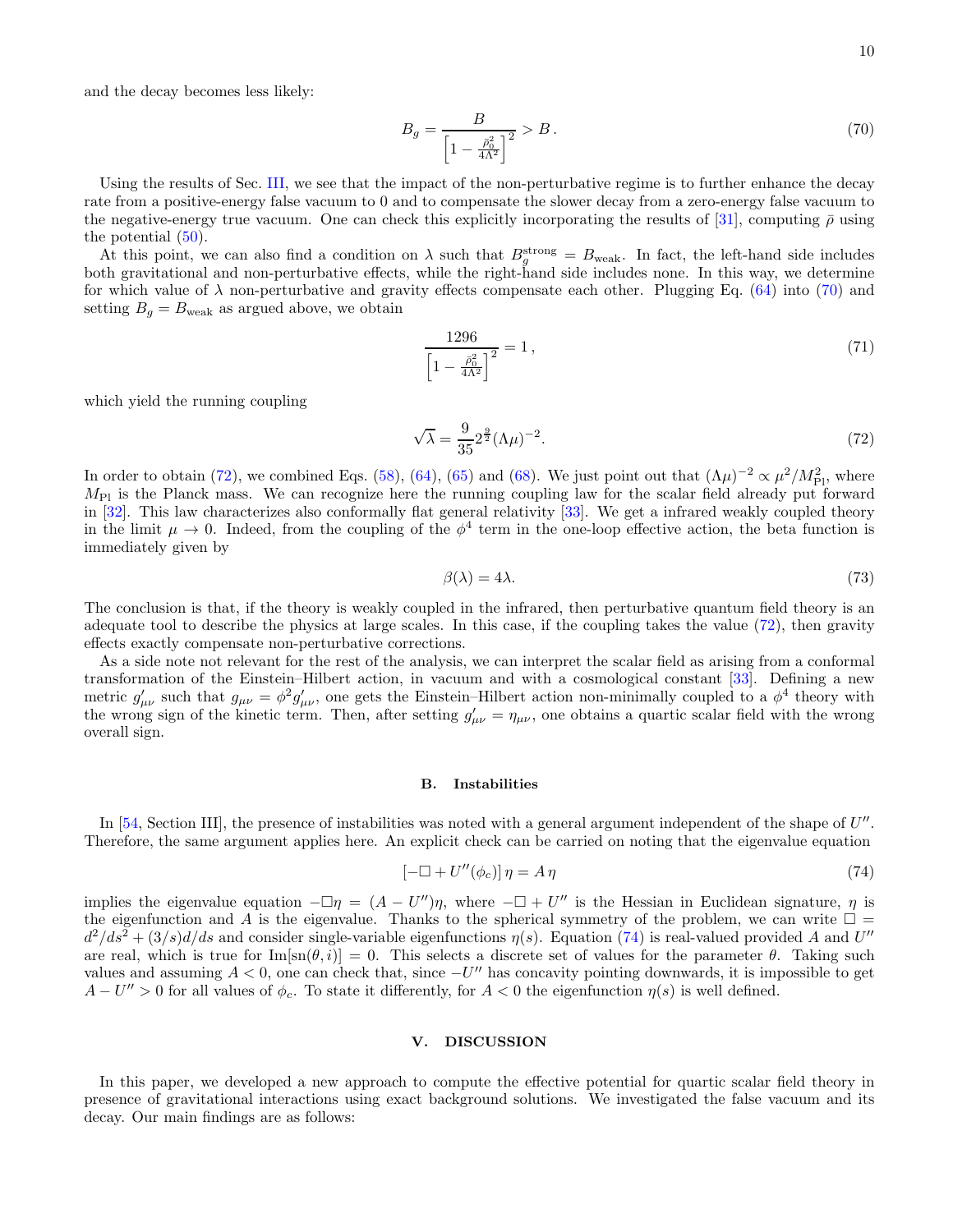and the decay becomes less likely:

$$B_g = \frac{B}{\left[1 - \frac{\bar{\rho}_0^2}{4\Lambda^2}\right]^2} > B\,. \tag{70}$$

Using the results of Sec. III, we see that the impact of the non-perturbative regime is to further enhance the decay rate from a positive-energy false vacuum to 0 and to compensate the slower decay from a zero-energy false vacuum to the negative-energy true vacuum. One can check this explicitly incorporating the results of [31], computing $\bar{\rho}$ using the potential (50).

At this point, we can also find a condition on $\lambda$ such that $B_g^{\rm strong} = B_{\rm weak}$. In fact, the left-hand side includes both gravitational and non-perturbative effects, while the right-hand side includes none. In this way, we determine for which value of $\lambda$ non-perturbative and gravity effects compensate each other. Plugging Eq. (64) into (70) and setting $B_g = B_{\rm weak}$ as argued above, we obtain

$$\frac{1296}{\left[1 - \frac{\bar{\rho}_0^2}{4\Lambda^2}\right]^2} = 1\,, \tag{71}$$

which yield the running coupling

$$\sqrt{\lambda} = \frac{9}{35} 2^{\frac{9}{2}} (\Lambda\mu)^{-2}. \tag{72}$$

In order to obtain (72), we combined Eqs. (58), (64), (65) and (68). We just point out that $(\Lambda\mu)^{-2} \propto \mu^2/M_{\rm Pl}^2$, where $M_{\rm Pl}$ is the Planck mass. We can recognize here the running coupling law for the scalar field already put forward in [32]. This law characterizes also conformally flat general relativity [33]. We get a infrared weakly coupled theory in the limit $\mu \to 0$. Indeed, from the coupling of the $\phi^4$ term in the one-loop effective action, the beta function is immediately given by

$$\beta(\lambda) = 4\lambda. \tag{73}$$

The conclusion is that, if the theory is weakly coupled in the infrared, then perturbative quantum field theory is an adequate tool to describe the physics at large scales. In this case, if the coupling takes the value (72), then gravity effects exactly compensate non-perturbative corrections.

As a side note not relevant for the rest of the analysis, we can interpret the scalar field as arising from a conformal transformation of the Einstein–Hilbert action, in vacuum and with a cosmological constant [33]. Defining a new metric $g'_{\mu\nu}$ such that $g_{\mu\nu} = \phi^2 g'_{\mu\nu}$, one gets the Einstein–Hilbert action non-minimally coupled to a $\phi^4$ theory with the wrong sign of the kinetic term. Then, after setting $g'_{\mu\nu} = \eta_{\mu\nu}$, one obtains a quartic scalar field with the wrong overall sign.

### B. Instabilities

In [54, Section III], the presence of instabilities was noted with a general argument independent of the shape of $U''$. Therefore, the same argument applies here. An explicit check can be carried on noting that the eigenvalue equation

$$\left[-\Box + U''(\phi_c)\right]\eta = A\,\eta \tag{74}$$

implies the eigenvalue equation $-\Box\eta = (A - U'')\eta$, where $-\Box + U''$ is the Hessian in Euclidean signature, $\eta$ is the eigenfunction and $A$ is the eigenvalue. Thanks to the spherical symmetry of the problem, we can write $\Box = d^2/ds^2 + (3/s)d/ds$ and consider single-variable eigenfunctions $\eta(s)$. Equation (74) is real-valued provided $A$ and $U''$ are real, which is true for $\mathrm{Im}[\mathrm{sn}(\theta, i)] = 0$. This selects a discrete set of values for the parameter $\theta$. Taking such values and assuming $A < 0$, one can check that, since $-U''$ has concavity pointing downwards, it is impossible to get $A - U'' > 0$ for all values of $\phi_c$. To state it differently, for $A < 0$ the eigenfunction $\eta(s)$ is well defined.

## V. DISCUSSION

In this paper, we developed a new approach to compute the effective potential for quartic scalar field theory in presence of gravitational interactions using exact background solutions. We investigated the false vacuum and its decay. Our main findings are as follows: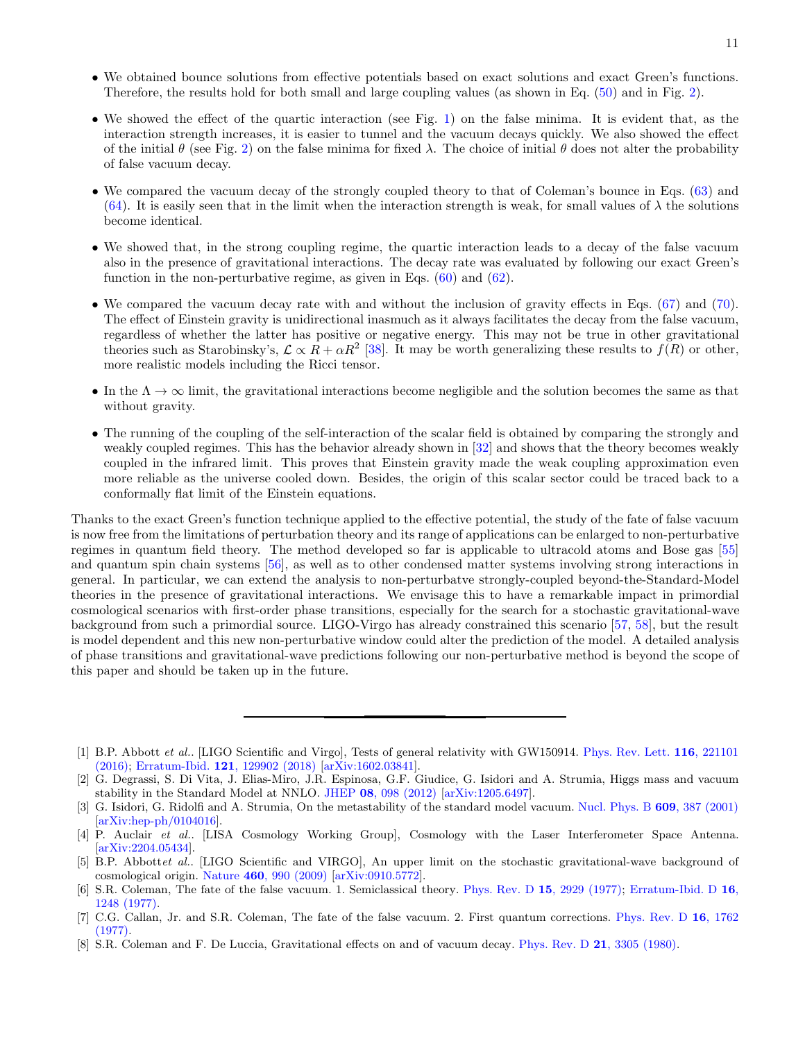- We obtained bounce solutions from effective potentials based on exact solutions and exact Green's functions. Therefore, the results hold for both small and large coupling values (as shown in Eq. (50) and in Fig. 2).

- We showed the effect of the quartic interaction (see Fig. 1) on the false minima. It is evident that, as the interaction strength increases, it is easier to tunnel and the vacuum decays quickly. We also showed the effect of the initial $\theta$ (see Fig. 2) on the false minima for fixed $\lambda$. The choice of initial $\theta$ does not alter the probability of false vacuum decay.

- We compared the vacuum decay of the strongly coupled theory to that of Coleman's bounce in Eqs. (63) and (64). It is easily seen that in the limit when the interaction strength is weak, for small values of $\lambda$ the solutions become identical.

- We showed that, in the strong coupling regime, the quartic interaction leads to a decay of the false vacuum also in the presence of gravitational interactions. The decay rate was evaluated by following our exact Green's function in the non-perturbative regime, as given in Eqs. (60) and (62).

- We compared the vacuum decay rate with and without the inclusion of gravity effects in Eqs. (67) and (70). The effect of Einstein gravity is unidirectional inasmuch as it always facilitates the decay from the false vacuum, regardless of whether the latter has positive or negative energy. This may not be true in other gravitational theories such as Starobinsky's, $\mathcal{L} \propto R + \alpha R^2$ [38]. It may be worth generalizing these results to $f(R)$ or other, more realistic models including the Ricci tensor.

- In the $\Lambda \to \infty$ limit, the gravitational interactions become negligible and the solution becomes the same as that without gravity.

- The running of the coupling of the self-interaction of the scalar field is obtained by comparing the strongly and weakly coupled regimes. This has the behavior already shown in [32] and shows that the theory becomes weakly coupled in the infrared limit. This proves that Einstein gravity made the weak coupling approximation even more reliable as the universe cooled down. Besides, the origin of this scalar sector could be traced back to a conformally flat limit of the Einstein equations.

Thanks to the exact Green's function technique applied to the effective potential, the study of the fate of false vacuum is now free from the limitations of perturbation theory and its range of applications can be enlarged to non-perturbative regimes in quantum field theory. The method developed so far is applicable to ultracold atoms and Bose gas [55] and quantum spin chain systems [56], as well as to other condensed matter systems involving strong interactions in general. In particular, we can extend the analysis to non-perturbatve strongly-coupled beyond-the-Standard-Model theories in the presence of gravitational interactions. We envisage this to have a remarkable impact in primordial cosmological scenarios with first-order phase transitions, especially for the search for a stochastic gravitational-wave background from such a primordial source. LIGO-Virgo has already constrained this scenario [57, 58], but the result is model dependent and this new non-perturbative window could alter the prediction of the model. A detailed analysis of phase transitions and gravitational-wave predictions following our non-perturbative method is beyond the scope of this paper and should be taken up in the future.

---

[1] B.P. Abbott *et al.*. [LIGO Scientific and Virgo], Tests of general relativity with GW150914. Phys. Rev. Lett. **116**, 221101 (2016); Erratum-Ibid. **121**, 129902 (2018) [arXiv:1602.03841].

[2] G. Degrassi, S. Di Vita, J. Elias-Miro, J.R. Espinosa, G.F. Giudice, G. Isidori and A. Strumia, Higgs mass and vacuum stability in the Standard Model at NNLO. JHEP **08**, 098 (2012) [arXiv:1205.6497].

[3] G. Isidori, G. Ridolfi and A. Strumia, On the metastability of the standard model vacuum. Nucl. Phys. B **609**, 387 (2001) [arXiv:hep-ph/0104016].

[4] P. Auclair *et al.*. [LISA Cosmology Working Group], Cosmology with the Laser Interferometer Space Antenna. [arXiv:2204.05434].

[5] B.P. Abbott*et al.*. [LIGO Scientific and VIRGO], An upper limit on the stochastic gravitational-wave background of cosmological origin. Nature **460**, 990 (2009) [arXiv:0910.5772].

[6] S.R. Coleman, The fate of the false vacuum. 1. Semiclassical theory. Phys. Rev. D **15**, 2929 (1977); Erratum-Ibid. D **16**, 1248 (1977).

[7] C.G. Callan, Jr. and S.R. Coleman, The fate of the false vacuum. 2. First quantum corrections. Phys. Rev. D **16**, 1762 (1977).

[8] S.R. Coleman and F. De Luccia, Gravitational effects on and of vacuum decay. Phys. Rev. D **21**, 3305 (1980).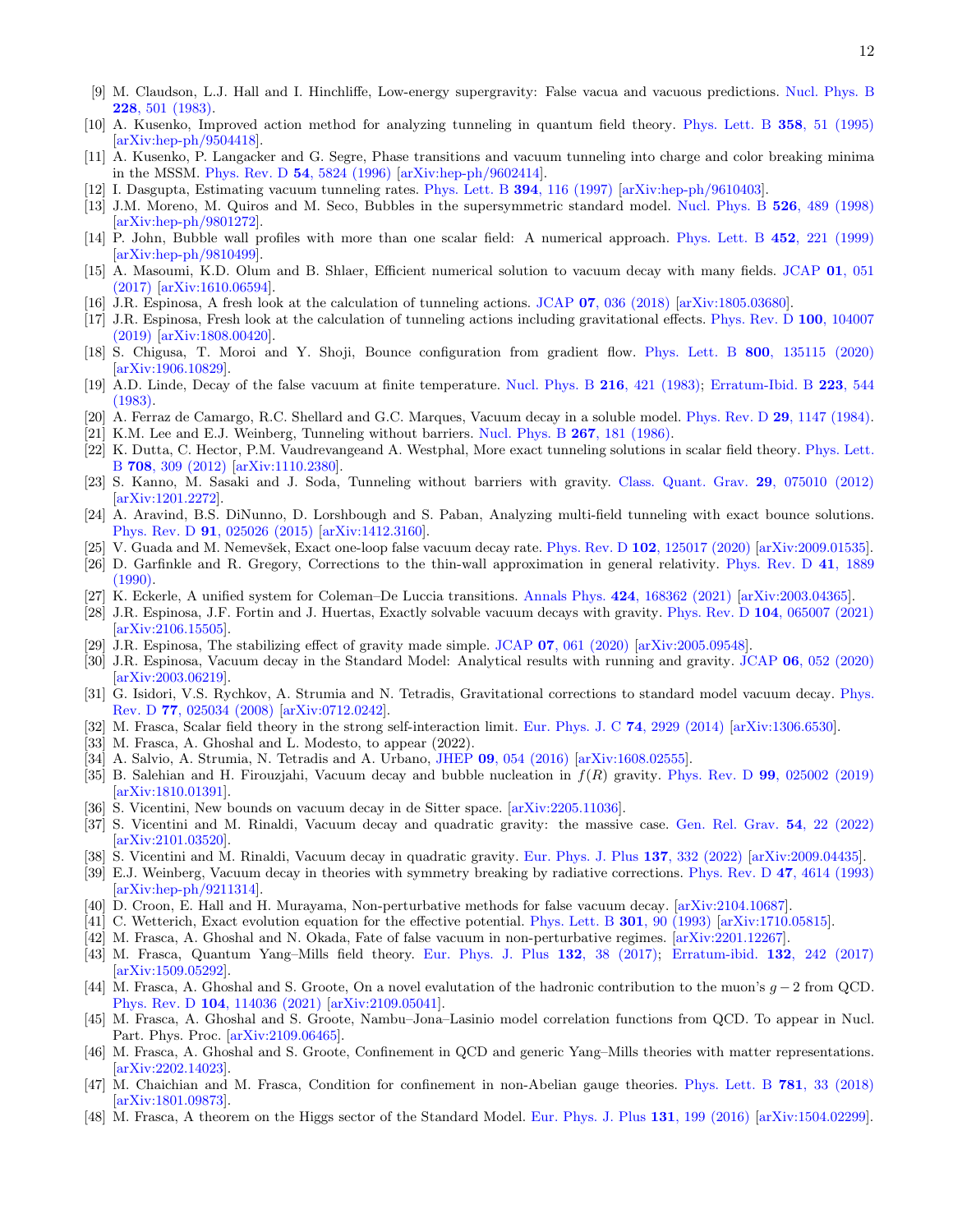[9] M. Claudson, L.J. Hall and I. Hinchliffe, Low-energy supergravity: False vacua and vacuous predictions. Nucl. Phys. B **228**, 501 (1983).

[10] A. Kusenko, Improved action method for analyzing tunneling in quantum field theory. Phys. Lett. B **358**, 51 (1995) [arXiv:hep-ph/9504418].

[11] A. Kusenko, P. Langacker and G. Segre, Phase transitions and vacuum tunneling into charge and color breaking minima in the MSSM. Phys. Rev. D **54**, 5824 (1996) [arXiv:hep-ph/9602414].

[12] I. Dasgupta, Estimating vacuum tunneling rates. Phys. Lett. B **394**, 116 (1997) [arXiv:hep-ph/9610403].

[13] J.M. Moreno, M. Quiros and M. Seco, Bubbles in the supersymmetric standard model. Nucl. Phys. B **526**, 489 (1998) [arXiv:hep-ph/9801272].

[14] P. John, Bubble wall profiles with more than one scalar field: A numerical approach. Phys. Lett. B **452**, 221 (1999) [arXiv:hep-ph/9810499].

[15] A. Masoumi, K.D. Olum and B. Shlaer, Efficient numerical solution to vacuum decay with many fields. JCAP **01**, 051 (2017) [arXiv:1610.06594].

[16] J.R. Espinosa, A fresh look at the calculation of tunneling actions. JCAP **07**, 036 (2018) [arXiv:1805.03680].

[17] J.R. Espinosa, Fresh look at the calculation of tunneling actions including gravitational effects. Phys. Rev. D **100**, 104007 (2019) [arXiv:1808.00420].

[18] S. Chigusa, T. Moroi and Y. Shoji, Bounce configuration from gradient flow. Phys. Lett. B **800**, 135115 (2020) [arXiv:1906.10829].

[19] A.D. Linde, Decay of the false vacuum at finite temperature. Nucl. Phys. B **216**, 421 (1983); Erratum-Ibid. B **223**, 544 (1983).

[20] A. Ferraz de Camargo, R.C. Shellard and G.C. Marques, Vacuum decay in a soluble model. Phys. Rev. D **29**, 1147 (1984).

[21] K.M. Lee and E.J. Weinberg, Tunneling without barriers. Nucl. Phys. B **267**, 181 (1986).

[22] K. Dutta, C. Hector, P.M. Vaudrevangeand A. Westphal, More exact tunneling solutions in scalar field theory. Phys. Lett. B **708**, 309 (2012) [arXiv:1110.2380].

[23] S. Kanno, M. Sasaki and J. Soda, Tunneling without barriers with gravity. Class. Quant. Grav. **29**, 075010 (2012) [arXiv:1201.2272].

[24] A. Aravind, B.S. DiNunno, D. Lorshbough and S. Paban, Analyzing multi-field tunneling with exact bounce solutions. Phys. Rev. D **91**, 025026 (2015) [arXiv:1412.3160].

[25] V. Guada and M. Nemevšek, Exact one-loop false vacuum decay rate. Phys. Rev. D **102**, 125017 (2020) [arXiv:2009.01535].

[26] D. Garfinkle and R. Gregory, Corrections to the thin-wall approximation in general relativity. Phys. Rev. D **41**, 1889 (1990).

[27] K. Eckerle, A unified system for Coleman–De Luccia transitions. Annals Phys. **424**, 168362 (2021) [arXiv:2003.04365].

[28] J.R. Espinosa, J.F. Fortin and J. Huertas, Exactly solvable vacuum decays with gravity. Phys. Rev. D **104**, 065007 (2021) [arXiv:2106.15505].

[29] J.R. Espinosa, The stabilizing effect of gravity made simple. JCAP **07**, 061 (2020) [arXiv:2005.09548].

[30] J.R. Espinosa, Vacuum decay in the Standard Model: Analytical results with running and gravity. JCAP **06**, 052 (2020) [arXiv:2003.06219].

[31] G. Isidori, V.S. Rychkov, A. Strumia and N. Tetradis, Gravitational corrections to standard model vacuum decay. Phys. Rev. D **77**, 025034 (2008) [arXiv:0712.0242].

[32] M. Frasca, Scalar field theory in the strong self-interaction limit. Eur. Phys. J. C **74**, 2929 (2014) [arXiv:1306.6530].

[33] M. Frasca, A. Ghoshal and L. Modesto, to appear (2022).

[34] A. Salvio, A. Strumia, N. Tetradis and A. Urbano, JHEP **09**, 054 (2016) [arXiv:1608.02555].

[35] B. Salehian and H. Firouzjahi, Vacuum decay and bubble nucleation in $f(R)$ gravity. Phys. Rev. D **99**, 025002 (2019) [arXiv:1810.01391].

[36] S. Vicentini, New bounds on vacuum decay in de Sitter space. [arXiv:2205.11036].

[37] S. Vicentini and M. Rinaldi, Vacuum decay and quadratic gravity: the massive case. Gen. Rel. Grav. **54**, 22 (2022) [arXiv:2101.03520].

[38] S. Vicentini and M. Rinaldi, Vacuum decay in quadratic gravity. Eur. Phys. J. Plus **137**, 332 (2022) [arXiv:2009.04435].

[39] E.J. Weinberg, Vacuum decay in theories with symmetry breaking by radiative corrections. Phys. Rev. D **47**, 4614 (1993) [arXiv:hep-ph/9211314].

[40] D. Croon, E. Hall and H. Murayama, Non-perturbative methods for false vacuum decay. [arXiv:2104.10687].

[41] C. Wetterich, Exact evolution equation for the effective potential. Phys. Lett. B **301**, 90 (1993) [arXiv:1710.05815].

[42] M. Frasca, A. Ghoshal and N. Okada, Fate of false vacuum in non-perturbative regimes. [arXiv:2201.12267].

[43] M. Frasca, Quantum Yang–Mills field theory. Eur. Phys. J. Plus **132**, 38 (2017); Erratum-ibid. **132**, 242 (2017) [arXiv:1509.05292].

[44] M. Frasca, A. Ghoshal and S. Groote, On a novel evalutation of the hadronic contribution to the muon's $g-2$ from QCD. Phys. Rev. D **104**, 114036 (2021) [arXiv:2109.05041].

[45] M. Frasca, A. Ghoshal and S. Groote, Nambu–Jona–Lasinio model correlation functions from QCD. To appear in Nucl. Part. Phys. Proc. [arXiv:2109.06465].

[46] M. Frasca, A. Ghoshal and S. Groote, Confinement in QCD and generic Yang–Mills theories with matter representations. [arXiv:2202.14023].

[47] M. Chaichian and M. Frasca, Condition for confinement in non-Abelian gauge theories. Phys. Lett. B **781**, 33 (2018) [arXiv:1801.09873].

[48] M. Frasca, A theorem on the Higgs sector of the Standard Model. Eur. Phys. J. Plus **131**, 199 (2016) [arXiv:1504.02299].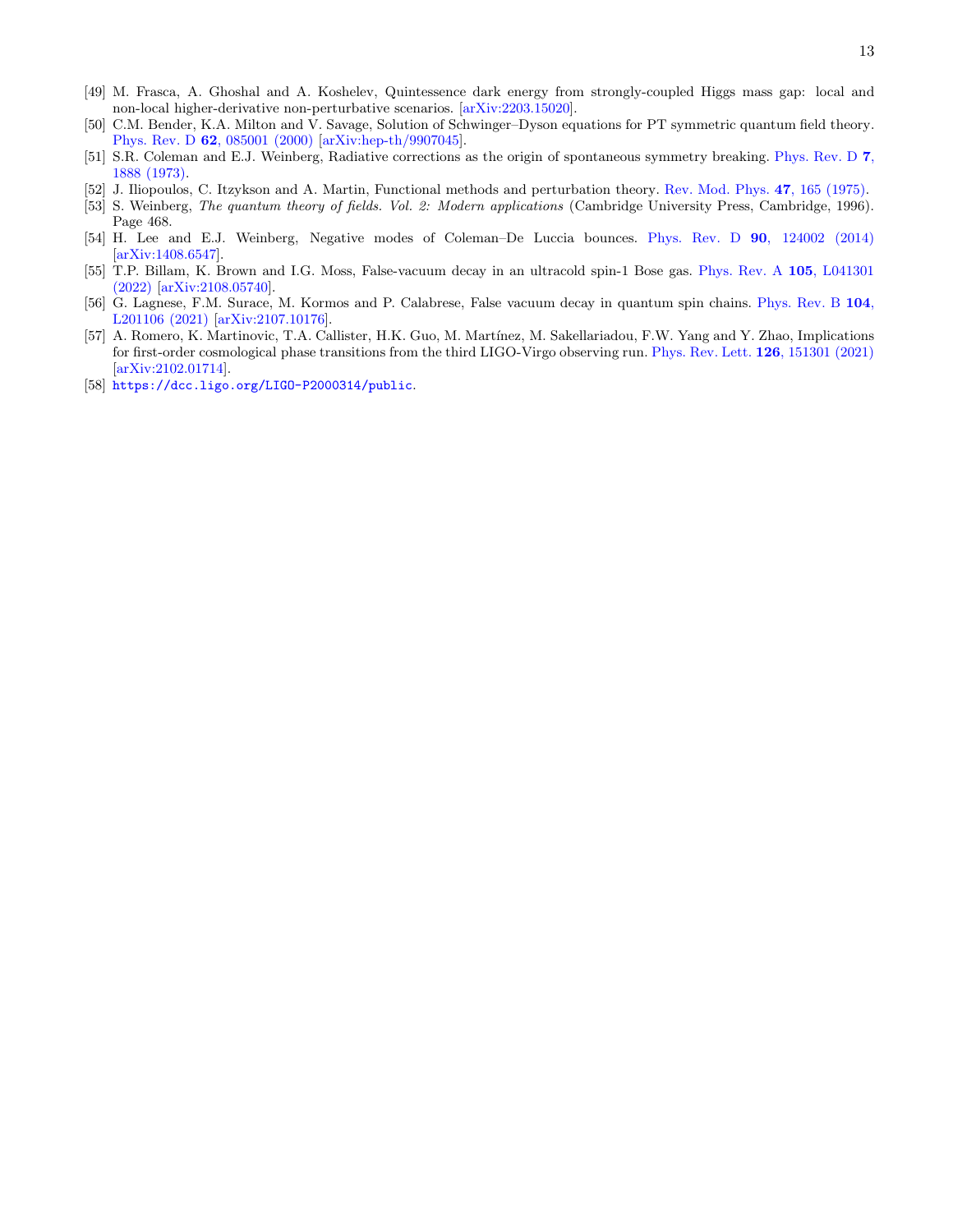[49] M. Frasca, A. Ghoshal and A. Koshelev, Quintessence dark energy from strongly-coupled Higgs mass gap: local and non-local higher-derivative non-perturbative scenarios. [arXiv:2203.15020].

[50] C.M. Bender, K.A. Milton and V. Savage, Solution of Schwinger–Dyson equations for PT symmetric quantum field theory. Phys. Rev. D **62**, 085001 (2000) [arXiv:hep-th/9907045].

[51] S.R. Coleman and E.J. Weinberg, Radiative corrections as the origin of spontaneous symmetry breaking. Phys. Rev. D **7**, 1888 (1973).

[52] J. Iliopoulos, C. Itzykson and A. Martin, Functional methods and perturbation theory. Rev. Mod. Phys. **47**, 165 (1975).

[53] S. Weinberg, *The quantum theory of fields. Vol. 2: Modern applications* (Cambridge University Press, Cambridge, 1996). Page 468.

[54] H. Lee and E.J. Weinberg, Negative modes of Coleman–De Luccia bounces. Phys. Rev. D **90**, 124002 (2014) [arXiv:1408.6547].

[55] T.P. Billam, K. Brown and I.G. Moss, False-vacuum decay in an ultracold spin-1 Bose gas. Phys. Rev. A **105**, L041301 (2022) [arXiv:2108.05740].

[56] G. Lagnese, F.M. Surace, M. Kormos and P. Calabrese, False vacuum decay in quantum spin chains. Phys. Rev. B **104**, L201106 (2021) [arXiv:2107.10176].

[57] A. Romero, K. Martinovic, T.A. Callister, H.K. Guo, M. Martínez, M. Sakellariadou, F.W. Yang and Y. Zhao, Implications for first-order cosmological phase transitions from the third LIGO-Virgo observing run. Phys. Rev. Lett. **126**, 151301 (2021) [arXiv:2102.01714].

[58] https://dcc.ligo.org/LIGO-P2000314/public.